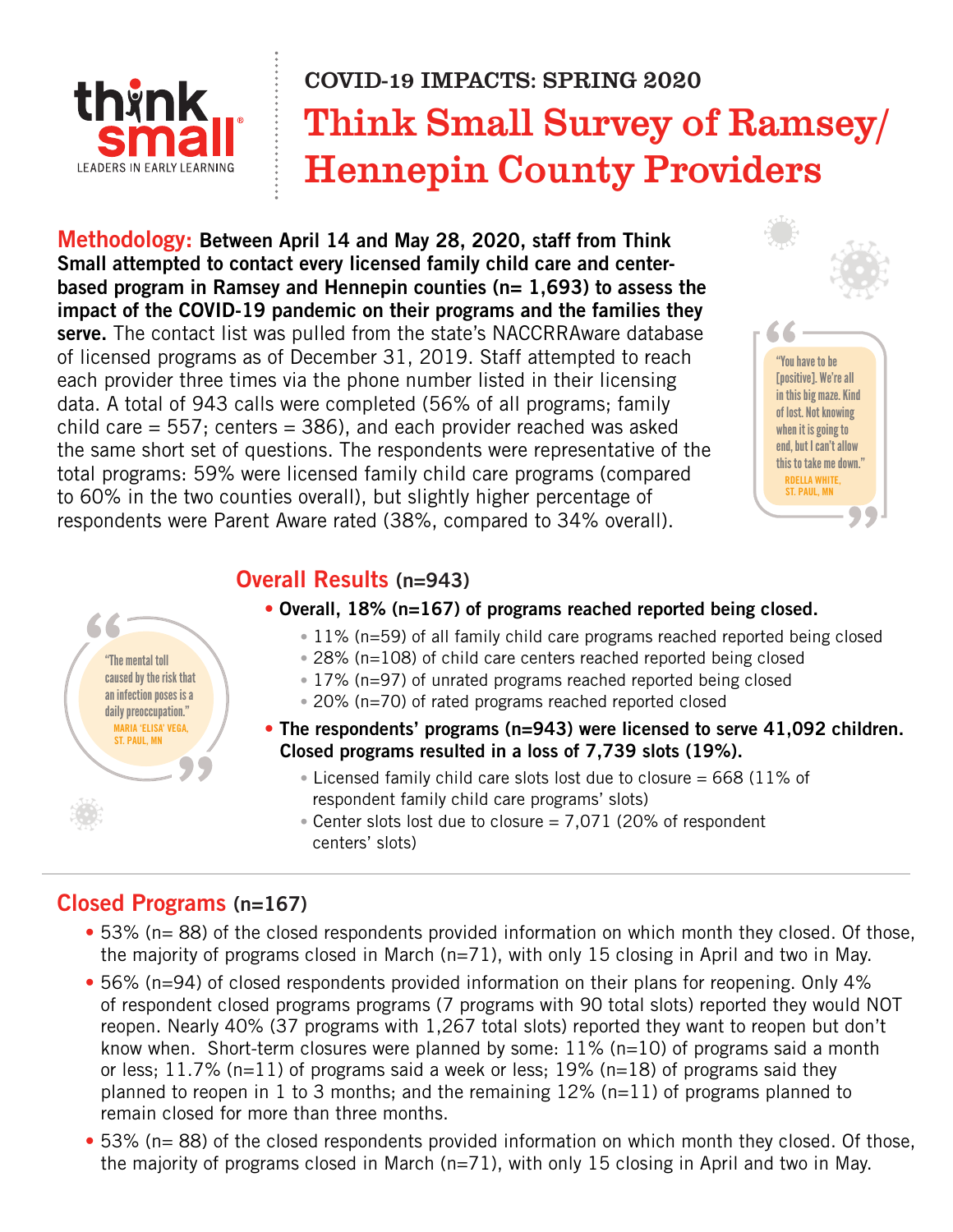COVID-19 IMPACTS: SPRING 2020

# Think Small Survey of Ramsey/ Hennepin County Providers

**Methodology:** **Between April 14 and May 28, 2020, staff from Think Small attempted to contact every licensed family child care and center-based program in Ramsey and Hennepin counties (n= 1,693) to assess the impact of the COVID-19 pandemic on their programs and the families they serve.** The contact list was pulled from the state's NACCRRAware database of licensed programs as of December 31, 2019. Staff attempted to reach each provider three times via the phone number listed in their licensing data. A total of 943 calls were completed (56% of all programs; family child care = 557; centers = 386), and each provider reached was asked the same short set of questions. The respondents were representative of the total programs: 59% were licensed family child care programs (compared to 60% in the two counties overall), but slightly higher percentage of respondents were Parent Aware rated (38%, compared to 34% overall).

> "You have to be [positive]. We're all in this big maze. Kind of lost. Not knowing when it is going to end, but I can't allow this to take me down."
> RDELLA WHITE, ST. PAUL, MN

## Overall Results (n=943)

- **Overall, 18% (n=167) of programs reached reported being closed.**
  - 11% (n=59) of all family child care programs reached reported being closed
  - 28% (n=108) of child care centers reached reported being closed
  - 17% (n=97) of unrated programs reached reported being closed
  - 20% (n=70) of rated programs reached reported closed
- **The respondents' programs (n=943) were licensed to serve 41,092 children. Closed programs resulted in a loss of 7,739 slots (19%).**
  - Licensed family child care slots lost due to closure = 668 (11% of respondent family child care programs' slots)
  - Center slots lost due to closure = 7,071 (20% of respondent centers' slots)

> "The mental toll caused by the risk that an infection poses is a daily preoccupation."
> MARIA 'ELISA' VEGA, ST. PAUL, MN

## Closed Programs (n=167)

- 53% (n= 88) of the closed respondents provided information on which month they closed. Of those, the majority of programs closed in March (n=71), with only 15 closing in April and two in May.
- 56% (n=94) of closed respondents provided information on their plans for reopening. Only 4% of respondent closed programs programs (7 programs with 90 total slots) reported they would NOT reopen. Nearly 40% (37 programs with 1,267 total slots) reported they want to reopen but don't know when. Short-term closures were planned by some: 11% (n=10) of programs said a month or less; 11.7% (n=11) of programs said a week or less; 19% (n=18) of programs said they planned to reopen in 1 to 3 months; and the remaining 12% (n=11) of programs planned to remain closed for more than three months.
- 53% (n= 88) of the closed respondents provided information on which month they closed. Of those, the majority of programs closed in March (n=71), with only 15 closing in April and two in May.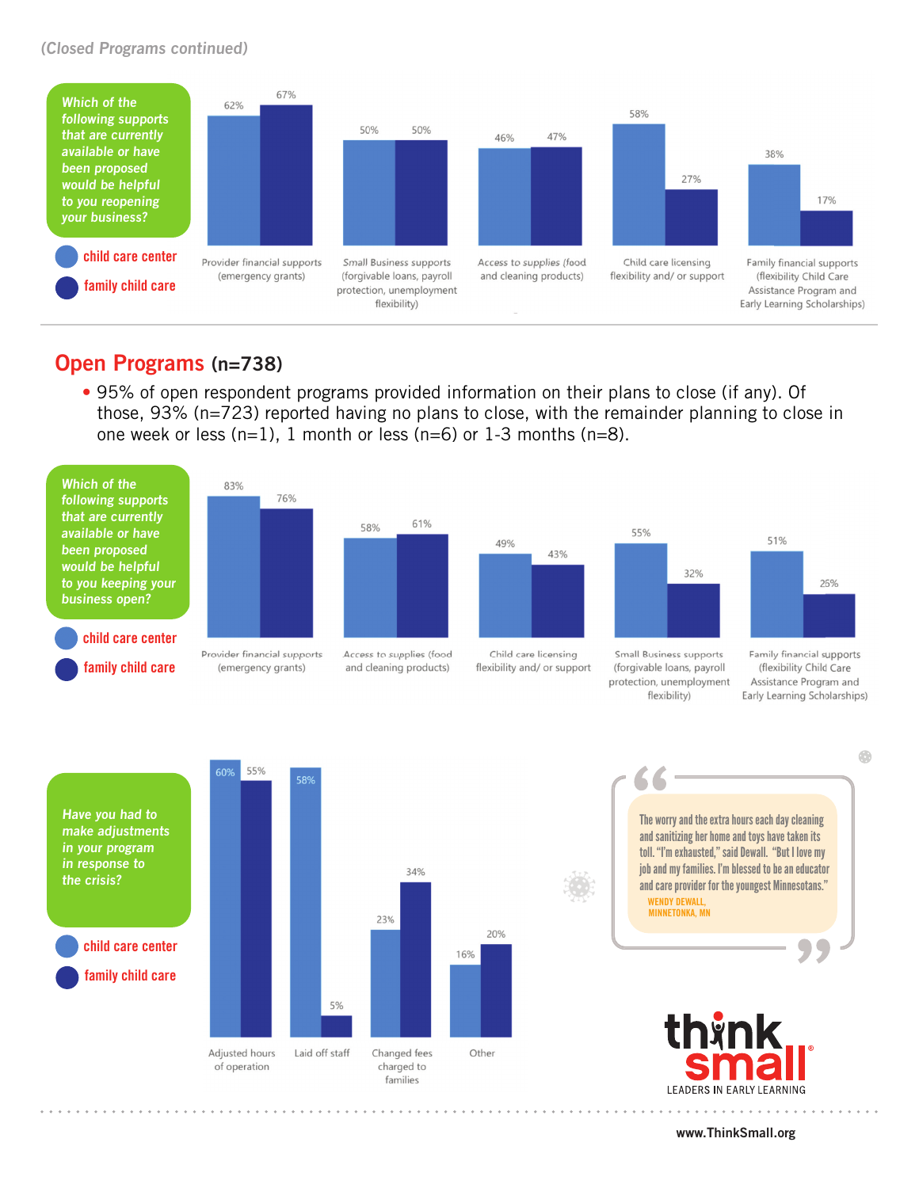*(Closed Programs continued)*

**Which of the following supports that are currently available or have been proposed would be helpful to you reopening your business?**

child care center
family child care

62%
67%
Provider financial supports (emergency grants)

50%
50%
Small Business supports (forgivable loans, payroll protection, unemployment flexibility)

46%
47%
Access to supplies (food and cleaning products)

58%
27%
Child care licensing flexibility and/ or support

38%
17%
Family financial supports (flexibility Child Care Assistance Program and Early Learning Scholarships)

## Open Programs (n=738)

- 95% of open respondent programs provided information on their plans to close (if any). Of those, 93% (n=723) reported having no plans to close, with the remainder planning to close in one week or less (n=1), 1 month or less (n=6) or 1-3 months (n=8).

**Which of the following supports that are currently available or have been proposed would be helpful to you keeping your business open?**

child care center
family child care

83%
76%
Provider financial supports (emergency grants)

58%
61%
Access to supplies (food and cleaning products)

49%
43%
Child care licensing flexibility and/ or support

55%
32%
Small Business supports (forgivable loans, payroll protection, unemployment flexibility)

51%
25%
Family financial supports (flexibility Child Care Assistance Program and Early Learning Scholarships)

**Have you had to make adjustments in your program in response to the crisis?**

child care center
family child care

60%
55%
Adjusted hours of operation

58%
5%
Laid off staff

23%
34%
Changed fees charged to families

16%
20%
Other

> The worry and the extra hours each day cleaning and sanitizing her home and toys have taken its toll. "I'm exhausted," said Dewall. "But I love my job and my families. I'm blessed to be an educator and care provider for the youngest Minnesotans."
>
> WENDY DEWALL, MINNETONKA, MN

think small®
LEADERS IN EARLY LEARNING

www.ThinkSmall.org